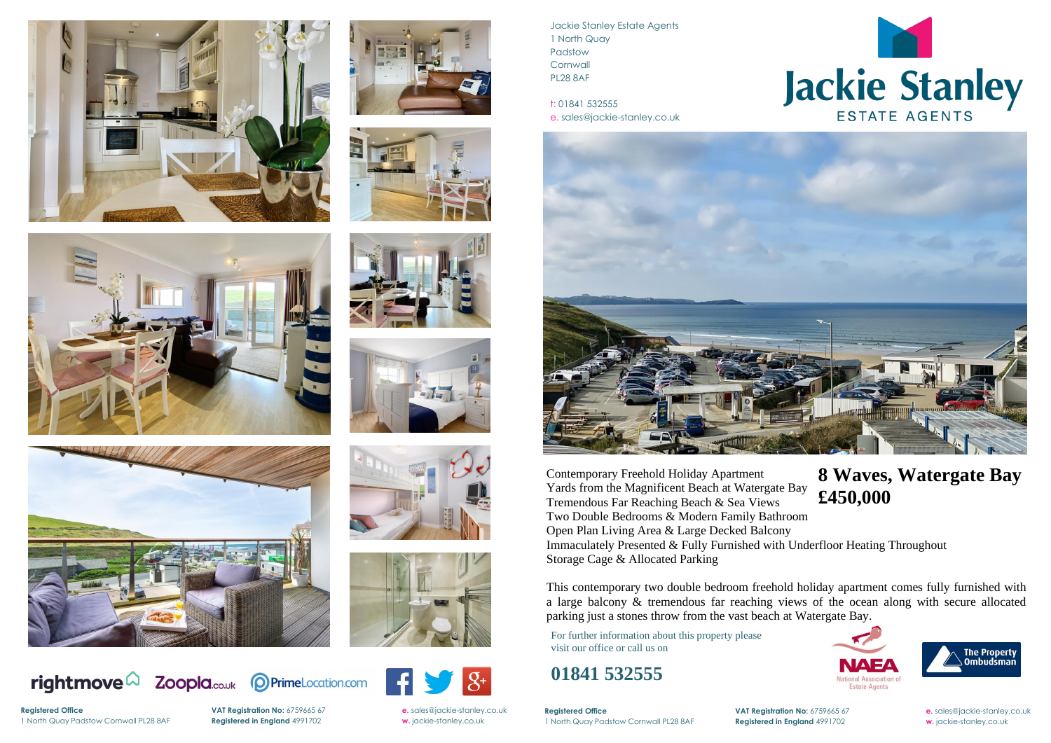Jackie Stanley Estate Agents
1 North Quay
Padstow
Cornwall
PL28 8AF

t: 01841 532555
e. sales@jackie-stanley.co.uk

Jackie Stanley
ESTATE AGENTS

# 8 Waves, Watergate Bay
## £450,000

Contemporary Freehold Holiday Apartment
Yards from the Magnificent Beach at Watergate Bay
Tremendous Far Reaching Beach & Sea Views
Two Double Bedrooms & Modern Family Bathroom
Open Plan Living Area & Large Decked Balcony
Immaculately Presented & Fully Furnished with Underfloor Heating Throughout
Storage Cage & Allocated Parking

This contemporary two double bedroom freehold holiday apartment comes fully furnished with a large balcony & tremendous far reaching views of the ocean along with secure allocated parking just a stones throw from the vast beach at Watergate Bay.

For further information about this property please visit our office or call us on

**01841 532555**

NAEA National Association of Estate Agents
The Property Ombudsman

rightmove Zoopla.co.uk PrimeLocation.com

**Registered Office**
1 North Quay Padstow Cornwall PL28 8AF

**VAT Registration No:** 6759665 67
**Registered in England** 4991702

**e.** sales@jackie-stanley.co.uk
**w.** jackie-stanley.co.uk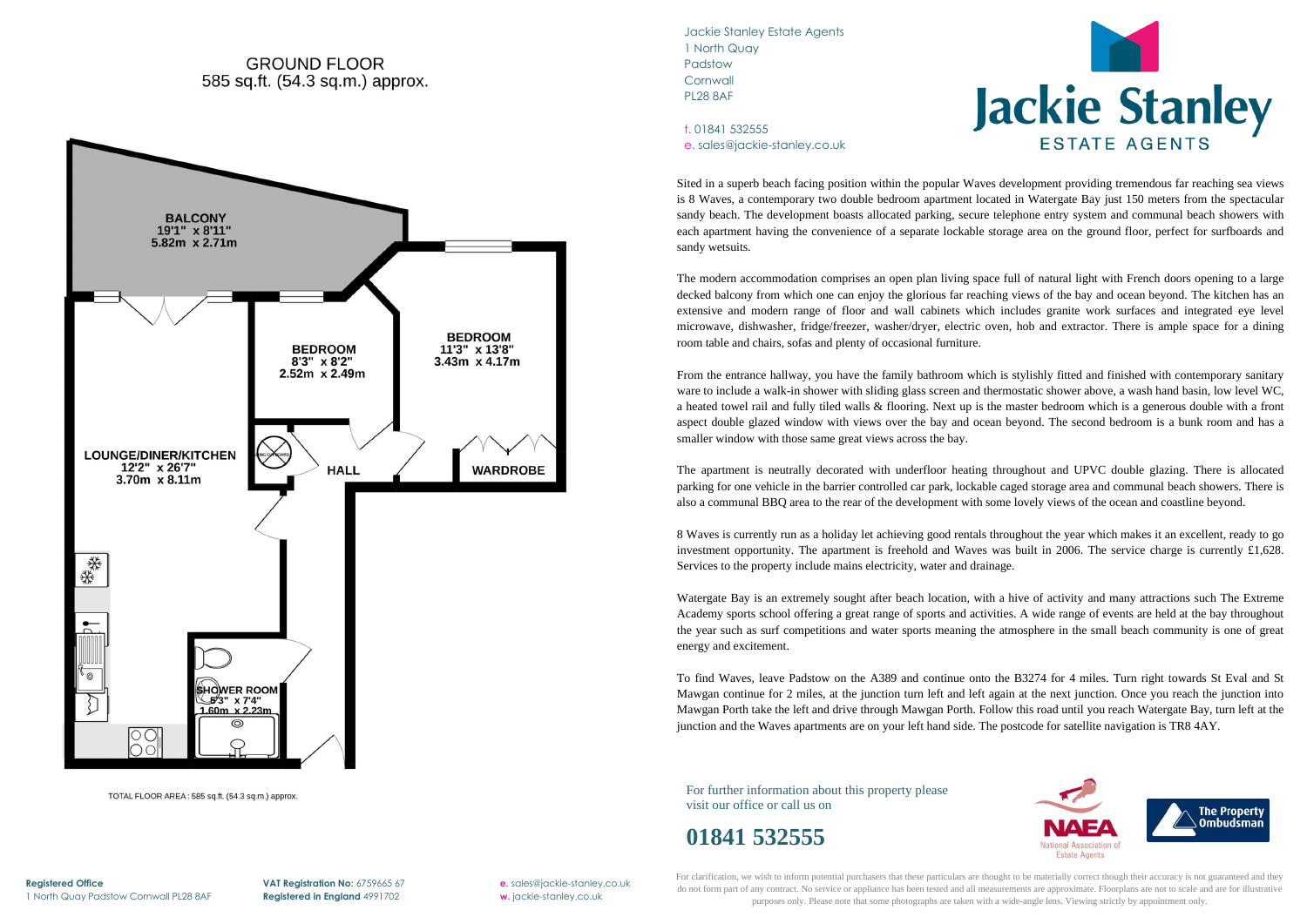## GROUND FLOOR
585 sq.ft. (54.3 sq.m.) approx.

BALCONY
19'1" x 8'11"
5.82m x 2.71m

BEDROOM
8'3" x 8'2"
2.52m x 2.49m

BEDROOM
11'3" x 13'8"
3.43m x 4.17m

LOUNGE/DINER/KITCHEN
12'2" x 26'7"
3.70m x 8.11m

HALL

WARDROBE

SHOWER ROOM
5'3" x 7'4"
1.60m x 2.23m

TOTAL FLOOR AREA : 585 sq.ft. (54.3 sq.m.) approx.

Jackie Stanley Estate Agents
1 North Quay
Padstow
Cornwall
PL28 8AF

t. 01841 532555
e. sales@jackie-stanley.co.uk

**Jackie Stanley**
ESTATE AGENTS

Sited in a superb beach facing position within the popular Waves development providing tremendous far reaching sea views is 8 Waves, a contemporary two double bedroom apartment located in Watergate Bay just 150 meters from the spectacular sandy beach. The development boasts allocated parking, secure telephone entry system and communal beach showers with each apartment having the convenience of a separate lockable storage area on the ground floor, perfect for surfboards and sandy wetsuits.

The modern accommodation comprises an open plan living space full of natural light with French doors opening to a large decked balcony from which one can enjoy the glorious far reaching views of the bay and ocean beyond. The kitchen has an extensive and modern range of floor and wall cabinets which includes granite work surfaces and integrated eye level microwave, dishwasher, fridge/freezer, washer/dryer, electric oven, hob and extractor. There is ample space for a dining room table and chairs, sofas and plenty of occasional furniture.

From the entrance hallway, you have the family bathroom which is stylishly fitted and finished with contemporary sanitary ware to include a walk-in shower with sliding glass screen and thermostatic shower above, a wash hand basin, low level WC, a heated towel rail and fully tiled walls & flooring. Next up is the master bedroom which is a generous double with a front aspect double glazed window with views over the bay and ocean beyond. The second bedroom is a bunk room and has a smaller window with those same great views across the bay.

The apartment is neutrally decorated with underfloor heating throughout and UPVC double glazing. There is allocated parking for one vehicle in the barrier controlled car park, lockable caged storage area and communal beach showers. There is also a communal BBQ area to the rear of the development with some lovely views of the ocean and coastline beyond.

8 Waves is currently run as a holiday let achieving good rentals throughout the year which makes it an excellent, ready to go investment opportunity. The apartment is freehold and Waves was built in 2006. The service charge is currently £1,628. Services to the property include mains electricity, water and drainage.

Watergate Bay is an extremely sought after beach location, with a hive of activity and many attractions such The Extreme Academy sports school offering a great range of sports and activities. A wide range of events are held at the bay throughout the year such as surf competitions and water sports meaning the atmosphere in the small beach community is one of great energy and excitement.

To find Waves, leave Padstow on the A389 and continue onto the B3274 for 4 miles. Turn right towards St Eval and St Mawgan continue for 2 miles, at the junction turn left and left again at the next junction. Once you reach the junction into Mawgan Porth take the left and drive through Mawgan Porth. Follow this road until you reach Watergate Bay, turn left at the junction and the Waves apartments are on your left hand side. The postcode for satellite navigation is TR8 4AY.

For further information about this property please visit our office or call us on

**01841 532555**

NAEA National Association of Estate Agents

The Property Ombudsman

**Registered Office**
1 North Quay Padstow Cornwall PL28 8AF

**VAT Registration No:** 6759665 67
**Registered in England** 4991702

**e.** sales@jackie-stanley.co.uk
**w.** jackie-stanley.co.uk

For clarification, we wish to inform potential purchasers that these particulars are thought to be materially correct though their accuracy is not guaranteed and they do not form part of any contract. No service or appliance has been tested and all measurements are approximate. Floorplans are not to scale and are for illustrative purposes only. Please note that some photographs are taken with a wide-angle lens. Viewing strictly by appointment only.